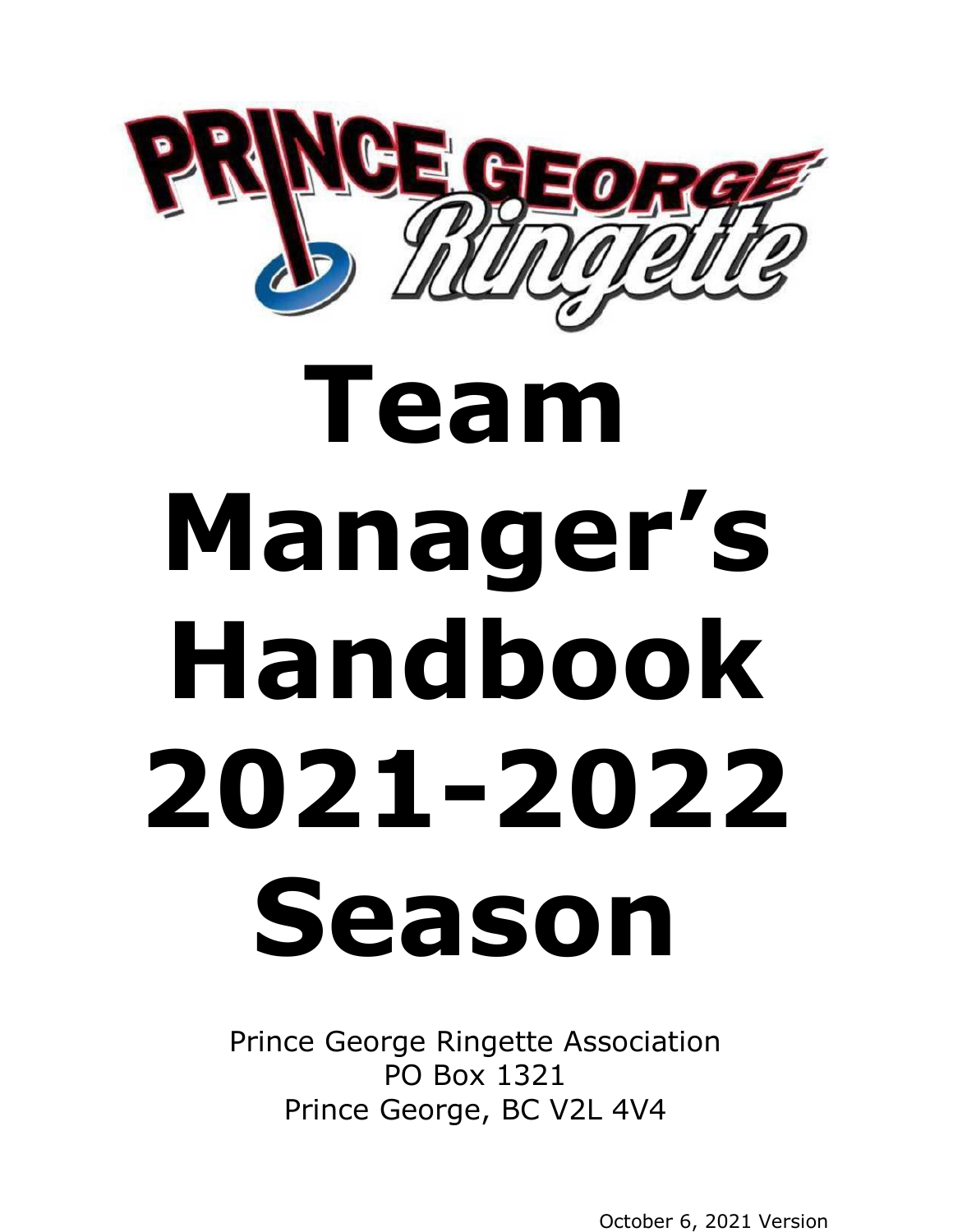PRINCE GEORGE Ringette

# Team Manager's Handbook 2021-2022 Season

Prince George Ringette Association
PO Box 1321
Prince George, BC V2L 4V4

October 6, 2021 Version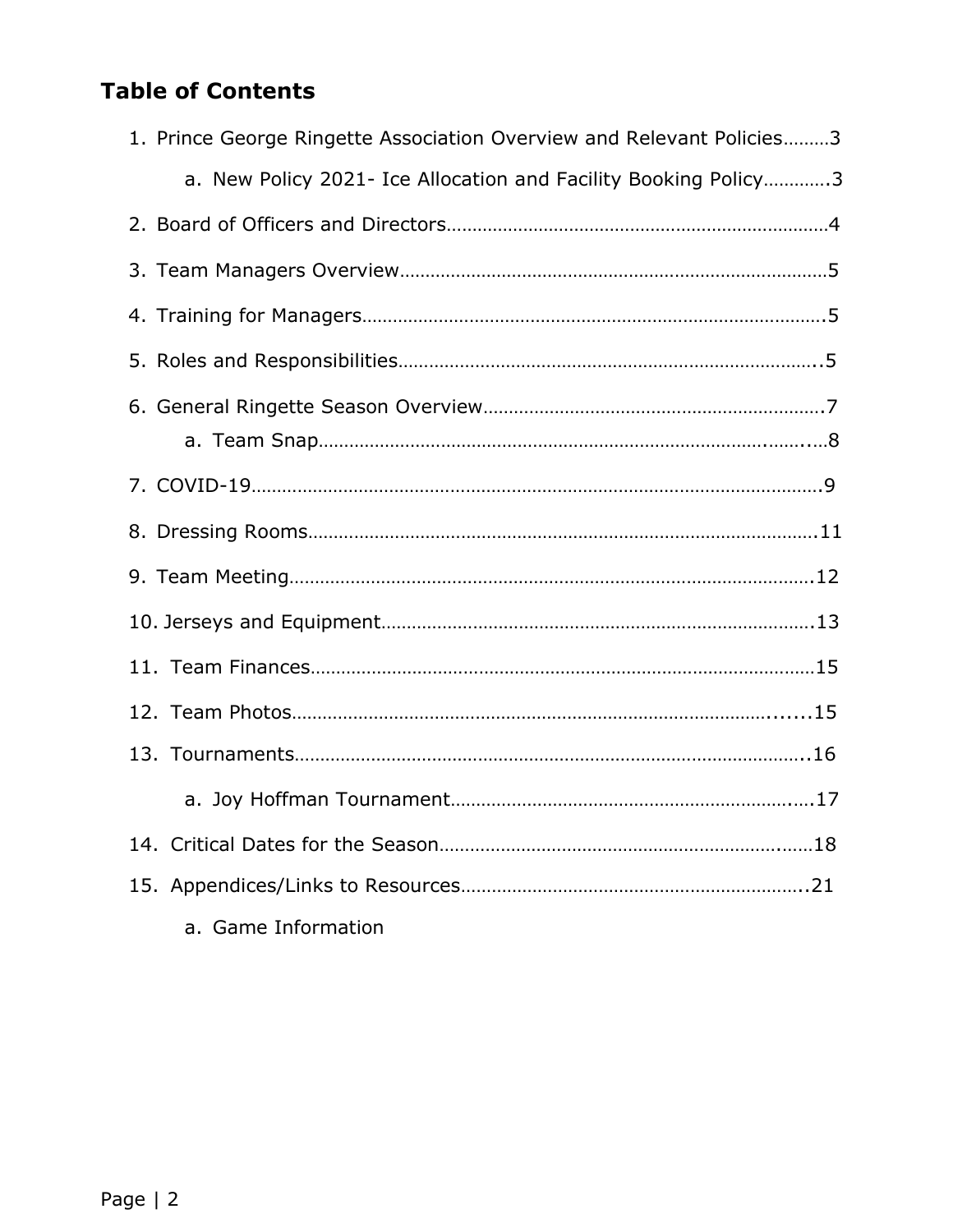## Table of Contents

1. Prince George Ringette Association Overview and Relevant Policies………3
    a. New Policy 2021- Ice Allocation and Facility Booking Policy………….3
2. Board of Officers and Directors……………………………………………………………4
3. Team Managers Overview…………………………………………………………………………5
4. Training for Managers……………………………………………………………………………….5
5. Roles and Responsibilities……………………………………………………………………..5
6. General Ringette Season Overview………………………………………………………7
    a. Team Snap…………………………………………………………………………………….……8
7. COVID-19……………………………………………………………………………………………………9
8. Dressing Rooms…………………………………………………………………………………….11
9. Team Meeting……………………………………………………………………………………….12
10. Jerseys and Equipment………………………………………………………………………13
11. Team Finances……………………………………………………………………………………15
12. Team Photos……………………………………………………………………………….......15
13. Tournaments………………………………………………………………………………………..16
    a. Joy Hoffman Tournament………………………………………………………….….17
14. Critical Dates for the Season…………………………………………………….……18
15. Appendices/Links to Resources………………………………………………………..21
    a. Game Information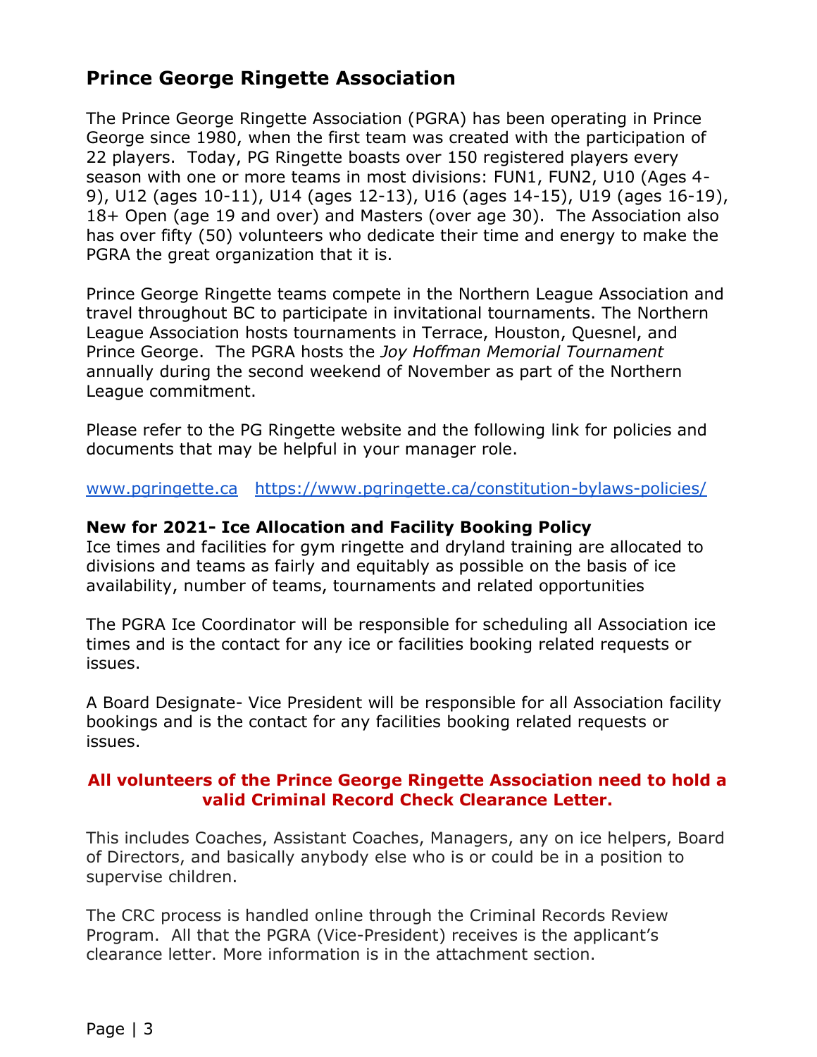## Prince George Ringette Association

The Prince George Ringette Association (PGRA) has been operating in Prince George since 1980, when the first team was created with the participation of 22 players. Today, PG Ringette boasts over 150 registered players every season with one or more teams in most divisions: FUN1, FUN2, U10 (Ages 4-9), U12 (ages 10-11), U14 (ages 12-13), U16 (ages 14-15), U19 (ages 16-19), 18+ Open (age 19 and over) and Masters (over age 30). The Association also has over fifty (50) volunteers who dedicate their time and energy to make the PGRA the great organization that it is.

Prince George Ringette teams compete in the Northern League Association and travel throughout BC to participate in invitational tournaments. The Northern League Association hosts tournaments in Terrace, Houston, Quesnel, and Prince George. The PGRA hosts the *Joy Hoffman Memorial Tournament* annually during the second weekend of November as part of the Northern League commitment.

Please refer to the PG Ringette website and the following link for policies and documents that may be helpful in your manager role.

[www.pgringette.ca](http://www.pgringette.ca) [https://www.pgringette.ca/constitution-bylaws-policies/](https://www.pgringette.ca/constitution-bylaws-policies/)

**New for 2021- Ice Allocation and Facility Booking Policy**

Ice times and facilities for gym ringette and dryland training are allocated to divisions and teams as fairly and equitably as possible on the basis of ice availability, number of teams, tournaments and related opportunities

The PGRA Ice Coordinator will be responsible for scheduling all Association ice times and is the contact for any ice or facilities booking related requests or issues.

A Board Designate- Vice President will be responsible for all Association facility bookings and is the contact for any facilities booking related requests or issues.

**All volunteers of the Prince George Ringette Association need to hold a valid Criminal Record Check Clearance Letter.**

This includes Coaches, Assistant Coaches, Managers, any on ice helpers, Board of Directors, and basically anybody else who is or could be in a position to supervise children.

The CRC process is handled online through the Criminal Records Review Program. All that the PGRA (Vice-President) receives is the applicant's clearance letter. More information is in the attachment section.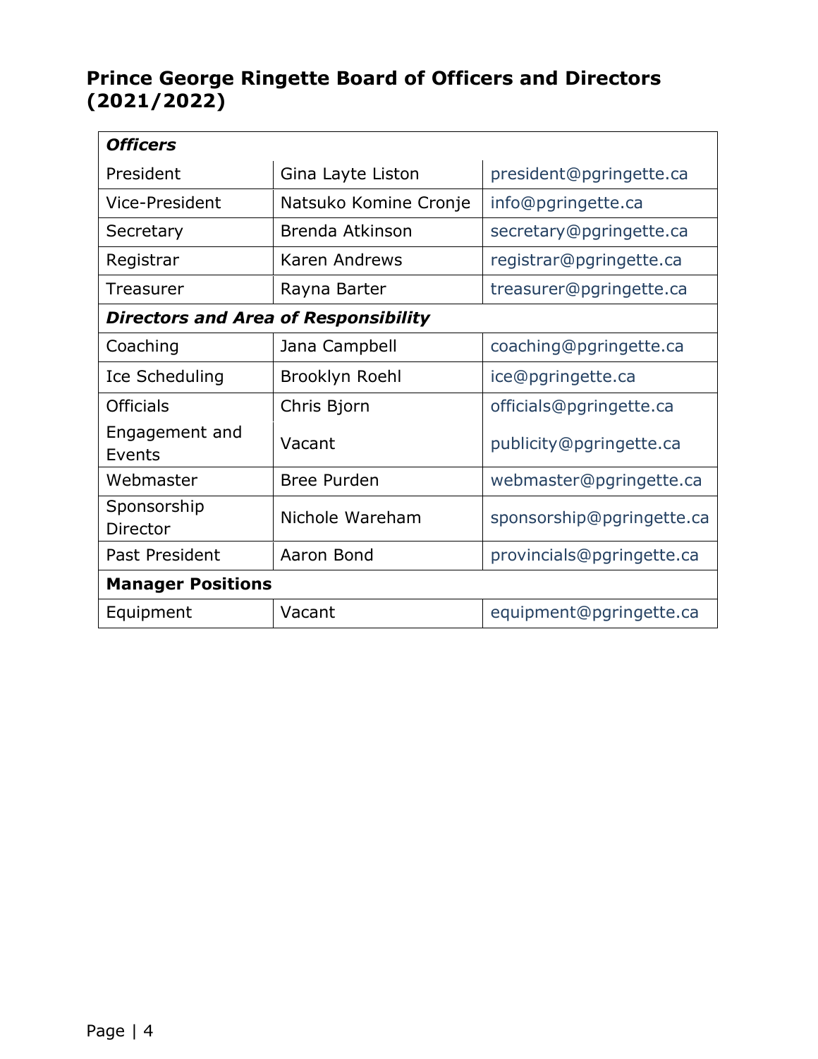## Prince George Ringette Board of Officers and Directors (2021/2022)

| ***Officers*** | | |
|---|---|---|
| President | Gina Layte Liston | president@pgringette.ca |
| Vice-President | Natsuko Komine Cronje | info@pgringette.ca |
| Secretary | Brenda Atkinson | secretary@pgringette.ca |
| Registrar | Karen Andrews | registrar@pgringette.ca |
| Treasurer | Rayna Barter | treasurer@pgringette.ca |
| ***Directors and Area of Responsibility*** | | |
| Coaching | Jana Campbell | coaching@pgringette.ca |
| Ice Scheduling | Brooklyn Roehl | ice@pgringette.ca |
| Officials | Chris Bjorn | officials@pgringette.ca |
| Engagement and Events | Vacant | publicity@pgringette.ca |
| Webmaster | Bree Purden | webmaster@pgringette.ca |
| Sponsorship Director | Nichole Wareham | sponsorship@pgringette.ca |
| Past President | Aaron Bond | provincials@pgringette.ca |
| **Manager Positions** | | |
| Equipment | Vacant | equipment@pgringette.ca |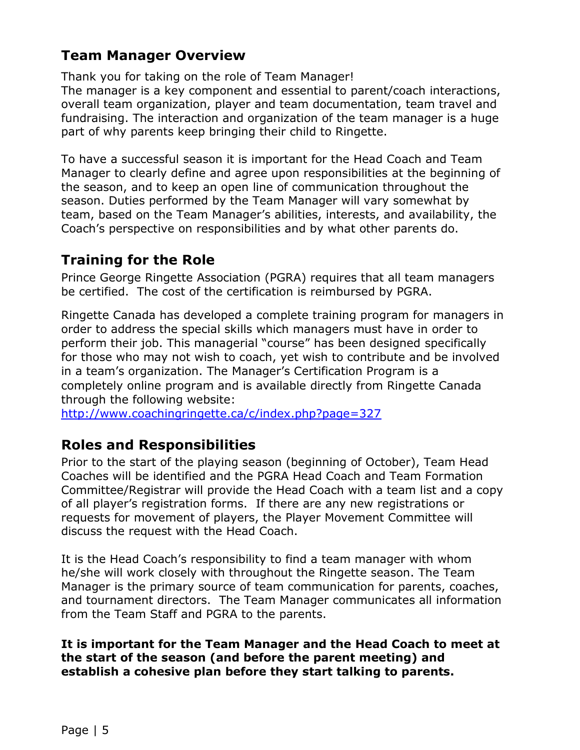## Team Manager Overview

Thank you for taking on the role of Team Manager!
The manager is a key component and essential to parent/coach interactions, overall team organization, player and team documentation, team travel and fundraising. The interaction and organization of the team manager is a huge part of why parents keep bringing their child to Ringette.

To have a successful season it is important for the Head Coach and Team Manager to clearly define and agree upon responsibilities at the beginning of the season, and to keep an open line of communication throughout the season. Duties performed by the Team Manager will vary somewhat by team, based on the Team Manager's abilities, interests, and availability, the Coach's perspective on responsibilities and by what other parents do.

## Training for the Role

Prince George Ringette Association (PGRA) requires that all team managers be certified. The cost of the certification is reimbursed by PGRA.

Ringette Canada has developed a complete training program for managers in order to address the special skills which managers must have in order to perform their job. This managerial "course" has been designed specifically for those who may not wish to coach, yet wish to contribute and be involved in a team's organization. The Manager's Certification Program is a completely online program and is available directly from Ringette Canada through the following website:
http://www.coachingringette.ca/c/index.php?page=327

## Roles and Responsibilities

Prior to the start of the playing season (beginning of October), Team Head Coaches will be identified and the PGRA Head Coach and Team Formation Committee/Registrar will provide the Head Coach with a team list and a copy of all player's registration forms. If there are any new registrations or requests for movement of players, the Player Movement Committee will discuss the request with the Head Coach.

It is the Head Coach's responsibility to find a team manager with whom he/she will work closely with throughout the Ringette season. The Team Manager is the primary source of team communication for parents, coaches, and tournament directors. The Team Manager communicates all information from the Team Staff and PGRA to the parents.

**It is important for the Team Manager and the Head Coach to meet at the start of the season (and before the parent meeting) and establish a cohesive plan before they start talking to parents.**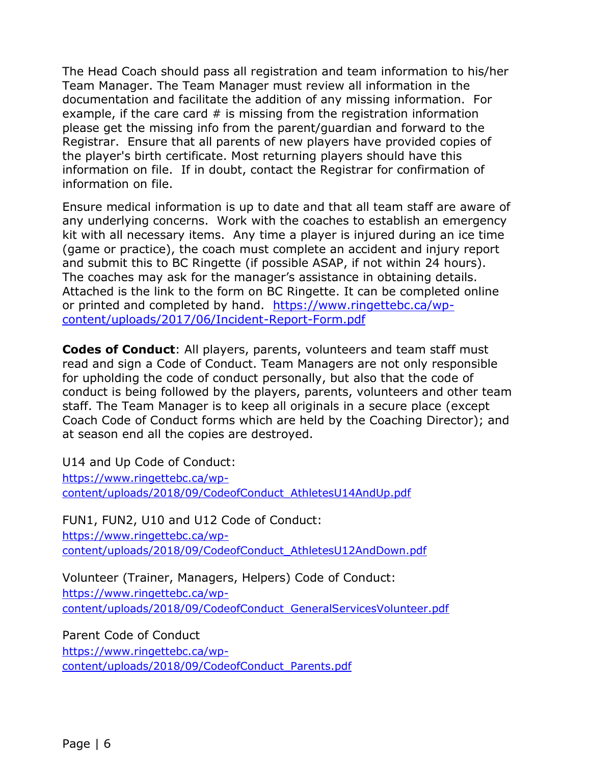The Head Coach should pass all registration and team information to his/her Team Manager. The Team Manager must review all information in the documentation and facilitate the addition of any missing information. For example, if the care card # is missing from the registration information please get the missing info from the parent/guardian and forward to the Registrar. Ensure that all parents of new players have provided copies of the player's birth certificate. Most returning players should have this information on file. If in doubt, contact the Registrar for confirmation of information on file.

Ensure medical information is up to date and that all team staff are aware of any underlying concerns. Work with the coaches to establish an emergency kit with all necessary items. Any time a player is injured during an ice time (game or practice), the coach must complete an accident and injury report and submit this to BC Ringette (if possible ASAP, if not within 24 hours). The coaches may ask for the manager's assistance in obtaining details. Attached is the link to the form on BC Ringette. It can be completed online or printed and completed by hand. https://www.ringettebc.ca/wp-content/uploads/2017/06/Incident-Report-Form.pdf

**Codes of Conduct**: All players, parents, volunteers and team staff must read and sign a Code of Conduct. Team Managers are not only responsible for upholding the code of conduct personally, but also that the code of conduct is being followed by the players, parents, volunteers and other team staff. The Team Manager is to keep all originals in a secure place (except Coach Code of Conduct forms which are held by the Coaching Director); and at season end all the copies are destroyed.

U14 and Up Code of Conduct:
https://www.ringettebc.ca/wp-content/uploads/2018/09/CodeofConduct_AthletesU14AndUp.pdf

FUN1, FUN2, U10 and U12 Code of Conduct:
https://www.ringettebc.ca/wp-content/uploads/2018/09/CodeofConduct_AthletesU12AndDown.pdf

Volunteer (Trainer, Managers, Helpers) Code of Conduct:
https://www.ringettebc.ca/wp-content/uploads/2018/09/CodeofConduct_GeneralServicesVolunteer.pdf

Parent Code of Conduct
https://www.ringettebc.ca/wp-content/uploads/2018/09/CodeofConduct_Parents.pdf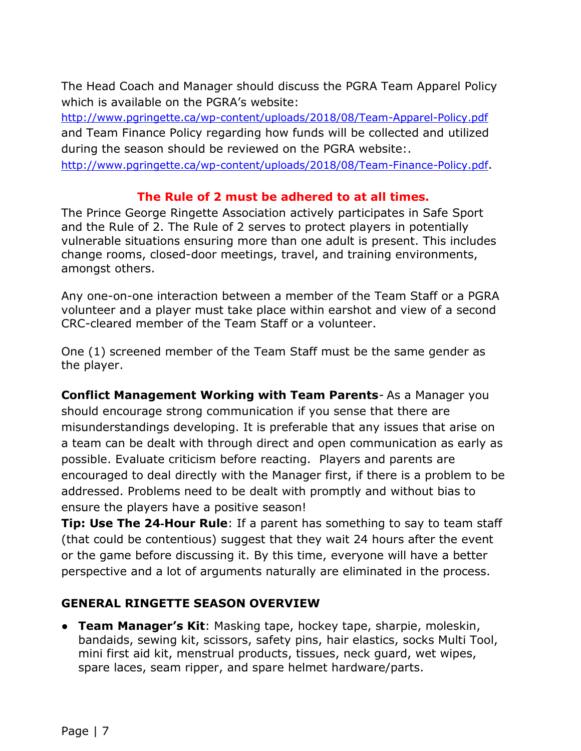The Head Coach and Manager should discuss the PGRA Team Apparel Policy which is available on the PGRA's website: http://www.pgringette.ca/wp-content/uploads/2018/08/Team-Apparel-Policy.pdf and Team Finance Policy regarding how funds will be collected and utilized during the season should be reviewed on the PGRA website:. http://www.pgringette.ca/wp-content/uploads/2018/08/Team-Finance-Policy.pdf.

**The Rule of 2 must be adhered to at all times.**

The Prince George Ringette Association actively participates in Safe Sport and the Rule of 2. The Rule of 2 serves to protect players in potentially vulnerable situations ensuring more than one adult is present. This includes change rooms, closed-door meetings, travel, and training environments, amongst others.

Any one-on-one interaction between a member of the Team Staff or a PGRA volunteer and a player must take place within earshot and view of a second CRC-cleared member of the Team Staff or a volunteer.

One (1) screened member of the Team Staff must be the same gender as the player.

**Conflict Management Working with Team Parents**- As a Manager you should encourage strong communication if you sense that there are misunderstandings developing. It is preferable that any issues that arise on a team can be dealt with through direct and open communication as early as possible. Evaluate criticism before reacting. Players and parents are encouraged to deal directly with the Manager first, if there is a problem to be addressed. Problems need to be dealt with promptly and without bias to ensure the players have a positive season!

**Tip: Use The 24-Hour Rule**: If a parent has something to say to team staff (that could be contentious) suggest that they wait 24 hours after the event or the game before discussing it. By this time, everyone will have a better perspective and a lot of arguments naturally are eliminated in the process.

## GENERAL RINGETTE SEASON OVERVIEW

- **Team Manager's Kit**: Masking tape, hockey tape, sharpie, moleskin, bandaids, sewing kit, scissors, safety pins, hair elastics, socks Multi Tool, mini first aid kit, menstrual products, tissues, neck guard, wet wipes, spare laces, seam ripper, and spare helmet hardware/parts.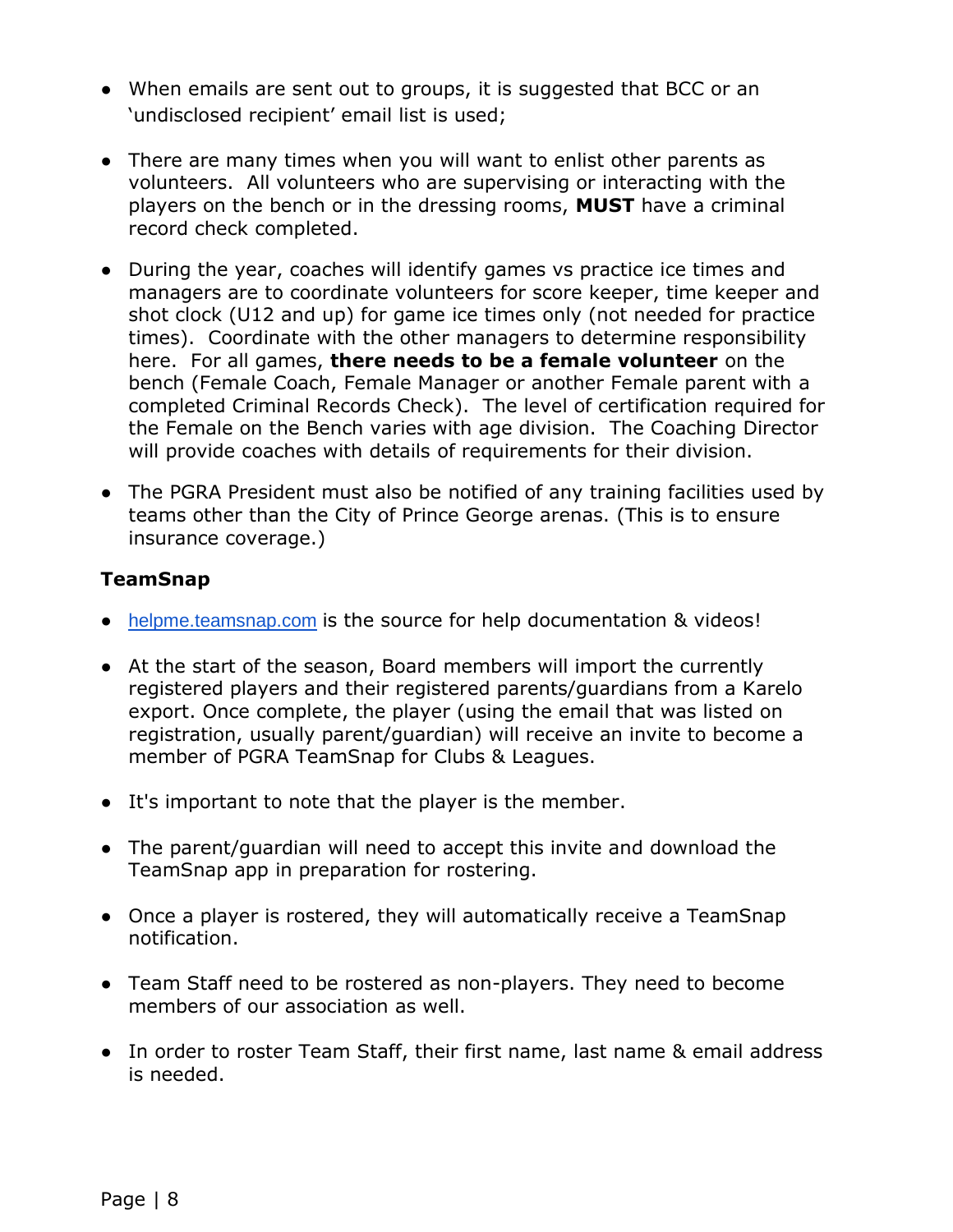- When emails are sent out to groups, it is suggested that BCC or an 'undisclosed recipient' email list is used;

- There are many times when you will want to enlist other parents as volunteers. All volunteers who are supervising or interacting with the players on the bench or in the dressing rooms, **MUST** have a criminal record check completed.

- During the year, coaches will identify games vs practice ice times and managers are to coordinate volunteers for score keeper, time keeper and shot clock (U12 and up) for game ice times only (not needed for practice times). Coordinate with the other managers to determine responsibility here. For all games, **there needs to be a female volunteer** on the bench (Female Coach, Female Manager or another Female parent with a completed Criminal Records Check). The level of certification required for the Female on the Bench varies with age division. The Coaching Director will provide coaches with details of requirements for their division.

- The PGRA President must also be notified of any training facilities used by teams other than the City of Prince George arenas. (This is to ensure insurance coverage.)

### TeamSnap

- helpme.teamsnap.com is the source for help documentation & videos!

- At the start of the season, Board members will import the currently registered players and their registered parents/guardians from a Karelo export. Once complete, the player (using the email that was listed on registration, usually parent/guardian) will receive an invite to become a member of PGRA TeamSnap for Clubs & Leagues.

- It's important to note that the player is the member.

- The parent/guardian will need to accept this invite and download the TeamSnap app in preparation for rostering.

- Once a player is rostered, they will automatically receive a TeamSnap notification.

- Team Staff need to be rostered as non-players. They need to become members of our association as well.

- In order to roster Team Staff, their first name, last name & email address is needed.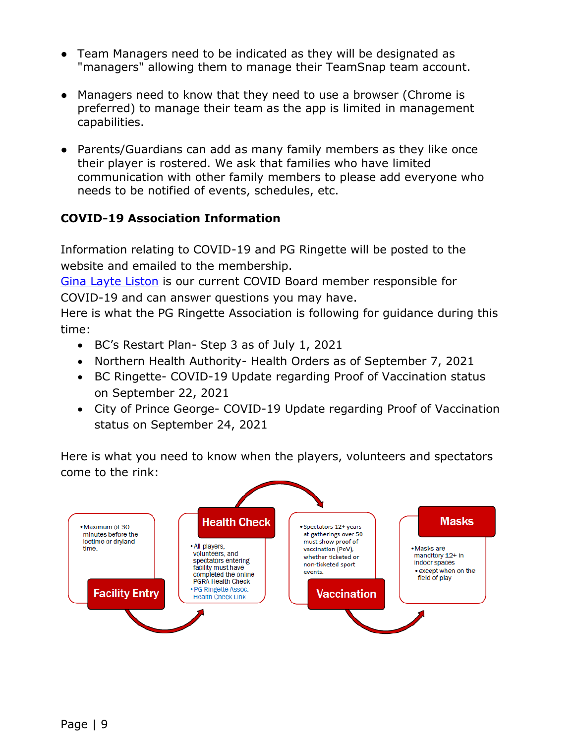- Team Managers need to be indicated as they will be designated as "managers" allowing them to manage their TeamSnap team account.

- Managers need to know that they need to use a browser (Chrome is preferred) to manage their team as the app is limited in management capabilities.

- Parents/Guardians can add as many family members as they like once their player is rostered. We ask that families who have limited communication with other family members to please add everyone who needs to be notified of events, schedules, etc.

### COVID-19 Association Information

Information relating to COVID-19 and PG Ringette will be posted to the website and emailed to the membership.
Gina Layte Liston is our current COVID Board member responsible for COVID-19 and can answer questions you may have.
Here is what the PG Ringette Association is following for guidance during this time:

- BC's Restart Plan- Step 3 as of July 1, 2021
- Northern Health Authority- Health Orders as of September 7, 2021
- BC Ringette- COVID-19 Update regarding Proof of Vaccination status on September 22, 2021
- City of Prince George- COVID-19 Update regarding Proof of Vaccination status on September 24, 2021

Here is what you need to know when the players, volunteers and spectators come to the rink:

**Facility Entry**
- Maximum of 30 minutes before the icetime or dryland time.

**Health Check**
- All players, volunteers, and spectators entering facility must have completed the online PGRA Health Check
- PG Ringette Assoc. Health Check Link

**Vaccination**
- Spectators 12+ years at gatherings over 50 must show proof of vaccination (PoV), whether ticketed or non-ticketed sport events.

**Masks**
- Masks are manditory 12+ in indoor spaces
  - except when on the field of play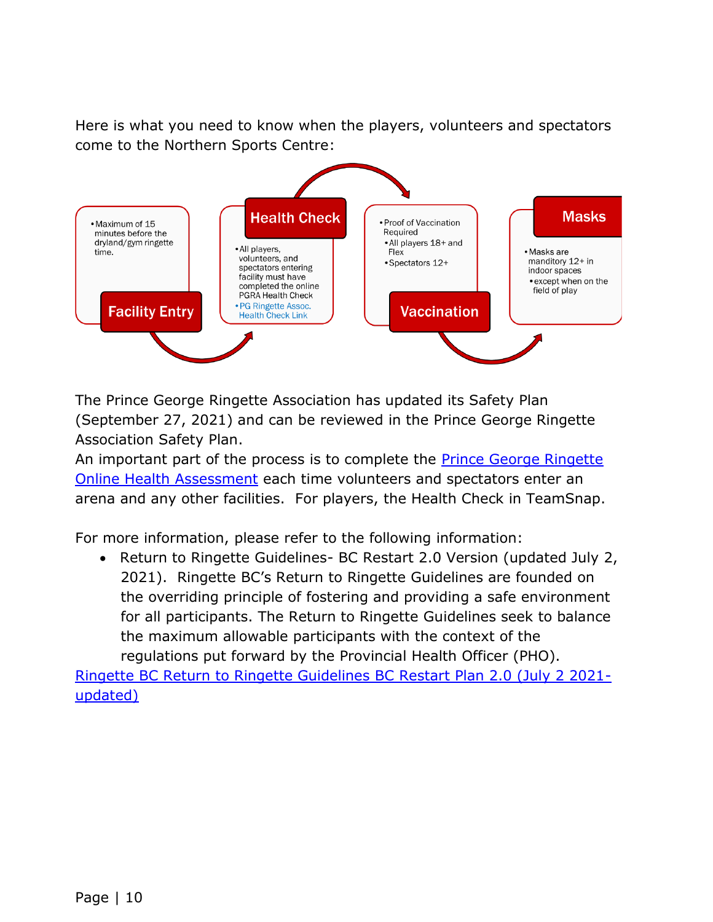Here is what you need to know when the players, volunteers and spectators come to the Northern Sports Centre:

**Facility Entry**

- Maximum of 15 minutes before the dryland/gym ringette time.

**Health Check**

- All players, volunteers, and spectators entering facility must have completed the online PGRA Health Check
- PG Ringette Assoc. Health Check Link

**Vaccination**

- Proof of Vaccination Required
  - All players 18+ and Flex
  - Spectators 12+

**Masks**

- Masks are manditory 12+ in indoor spaces
  - except when on the field of play

The Prince George Ringette Association has updated its Safety Plan (September 27, 2021) and can be reviewed in the Prince George Ringette Association Safety Plan.

An important part of the process is to complete the Prince George Ringette Online Health Assessment each time volunteers and spectators enter an arena and any other facilities. For players, the Health Check in TeamSnap.

For more information, please refer to the following information:

- Return to Ringette Guidelines- BC Restart 2.0 Version (updated July 2, 2021). Ringette BC's Return to Ringette Guidelines are founded on the overriding principle of fostering and providing a safe environment for all participants. The Return to Ringette Guidelines seek to balance the maximum allowable participants with the context of the regulations put forward by the Provincial Health Officer (PHO).

Ringette BC Return to Ringette Guidelines BC Restart Plan 2.0 (July 2 2021- updated)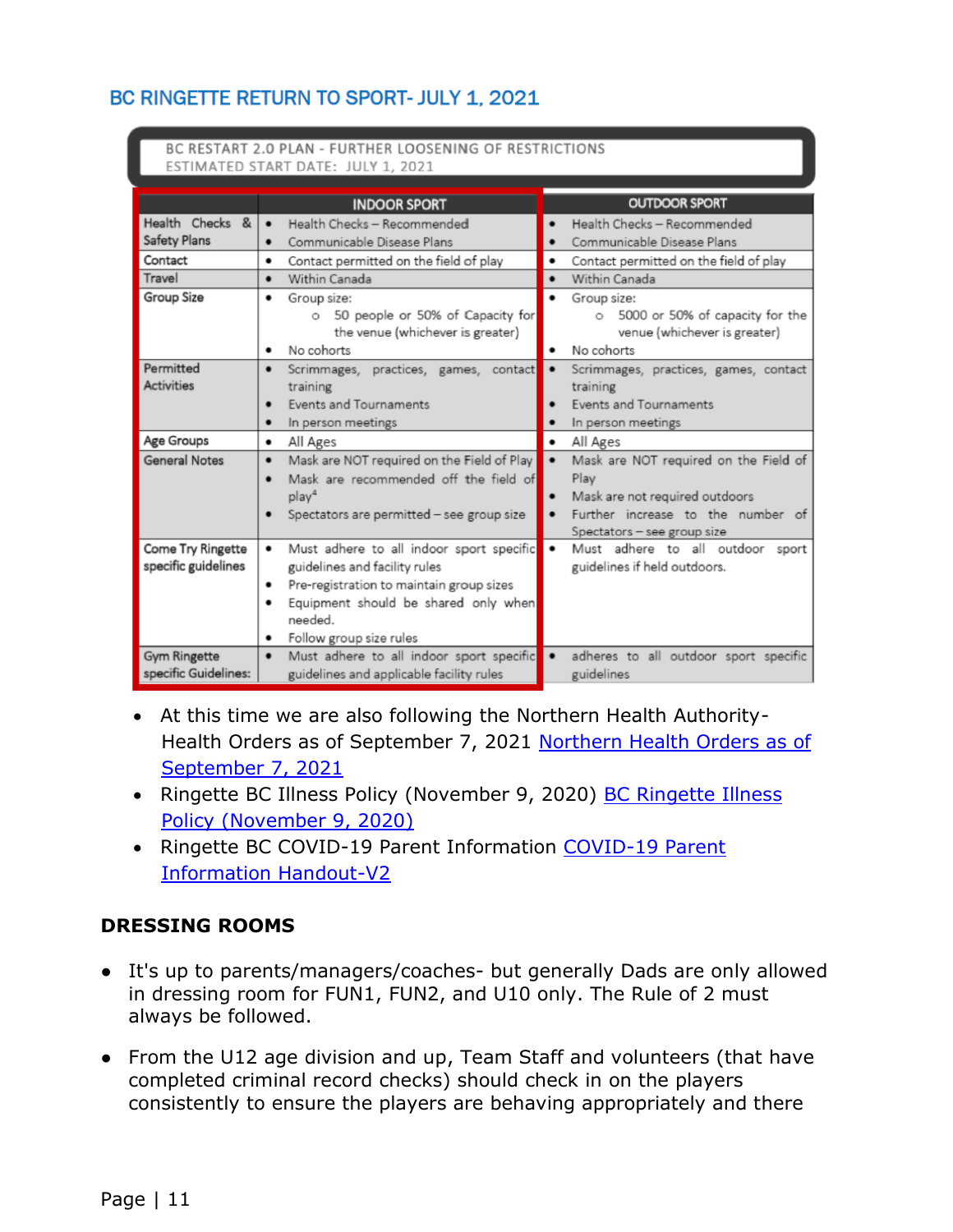## BC RINGETTE RETURN TO SPORT- JULY 1, 2021

BC RESTART 2.0 PLAN - FURTHER LOOSENING OF RESTRICTIONS
ESTIMATED START DATE: JULY 1, 2021

| | INDOOR SPORT | OUTDOOR SPORT |
|---|---|---|
| Health Checks & Safety Plans | • Health Checks – Recommended<br>• Communicable Disease Plans | • Health Checks – Recommended<br>• Communicable Disease Plans |
| Contact | • Contact permitted on the field of play | • Contact permitted on the field of play |
| Travel | • Within Canada | • Within Canada |
| Group Size | • Group size:<br>  ○ 50 people or 50% of Capacity for the venue (whichever is greater)<br>• No cohorts | • Group size:<br>  ○ 5000 or 50% of capacity for the venue (whichever is greater)<br>• No cohorts |
| Permitted Activities | • Scrimmages, practices, games, contact training<br>• Events and Tournaments<br>• In person meetings | • Scrimmages, practices, games, contact training<br>• Events and Tournaments<br>• In person meetings |
| Age Groups | • All Ages | • All Ages |
| General Notes | • Mask are NOT required on the Field of Play<br>• Mask are recommended off the field of play[4]<br>• Spectators are permitted – see group size | • Mask are NOT required on the Field of Play<br>• Mask are not required outdoors<br>• Further increase to the number of Spectators – see group size |
| Come Try Ringette specific guidelines | • Must adhere to all indoor sport specific guidelines and facility rules<br>• Pre-registration to maintain group sizes<br>• Equipment should be shared only when needed.<br>• Follow group size rules | • Must adhere to all outdoor sport guidelines if held outdoors. |
| Gym Ringette specific Guidelines: | • Must adhere to all indoor sport specific guidelines and applicable facility rules | • adheres to all outdoor sport specific guidelines |

- At this time we are also following the Northern Health Authority- Health Orders as of September 7, 2021 [Northern Health Orders as of September 7, 2021]
- Ringette BC Illness Policy (November 9, 2020) [BC Ringette Illness Policy (November 9, 2020)]
- Ringette BC COVID-19 Parent Information [COVID-19 Parent Information Handout-V2]

**DRESSING ROOMS**

- It's up to parents/managers/coaches- but generally Dads are only allowed in dressing room for FUN1, FUN2, and U10 only. The Rule of 2 must always be followed.
- From the U12 age division and up, Team Staff and volunteers (that have completed criminal record checks) should check in on the players consistently to ensure the players are behaving appropriately and there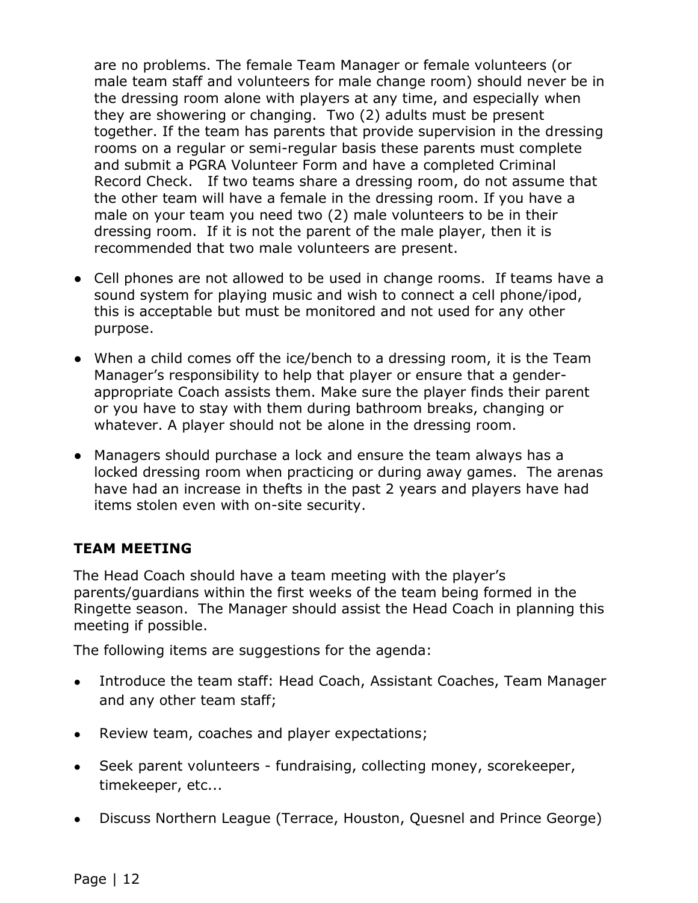are no problems. The female Team Manager or female volunteers (or male team staff and volunteers for male change room) should never be in the dressing room alone with players at any time, and especially when they are showering or changing. Two (2) adults must be present together. If the team has parents that provide supervision in the dressing rooms on a regular or semi-regular basis these parents must complete and submit a PGRA Volunteer Form and have a completed Criminal Record Check. If two teams share a dressing room, do not assume that the other team will have a female in the dressing room. If you have a male on your team you need two (2) male volunteers to be in their dressing room. If it is not the parent of the male player, then it is recommended that two male volunteers are present.

- Cell phones are not allowed to be used in change rooms. If teams have a sound system for playing music and wish to connect a cell phone/ipod, this is acceptable but must be monitored and not used for any other purpose.
- When a child comes off the ice/bench to a dressing room, it is the Team Manager's responsibility to help that player or ensure that a gender-appropriate Coach assists them. Make sure the player finds their parent or you have to stay with them during bathroom breaks, changing or whatever. A player should not be alone in the dressing room.
- Managers should purchase a lock and ensure the team always has a locked dressing room when practicing or during away games. The arenas have had an increase in thefts in the past 2 years and players have had items stolen even with on-site security.

## TEAM MEETING

The Head Coach should have a team meeting with the player's parents/guardians within the first weeks of the team being formed in the Ringette season. The Manager should assist the Head Coach in planning this meeting if possible.

The following items are suggestions for the agenda:

- Introduce the team staff: Head Coach, Assistant Coaches, Team Manager and any other team staff;
- Review team, coaches and player expectations;
- Seek parent volunteers - fundraising, collecting money, scorekeeper, timekeeper, etc...
- Discuss Northern League (Terrace, Houston, Quesnel and Prince George)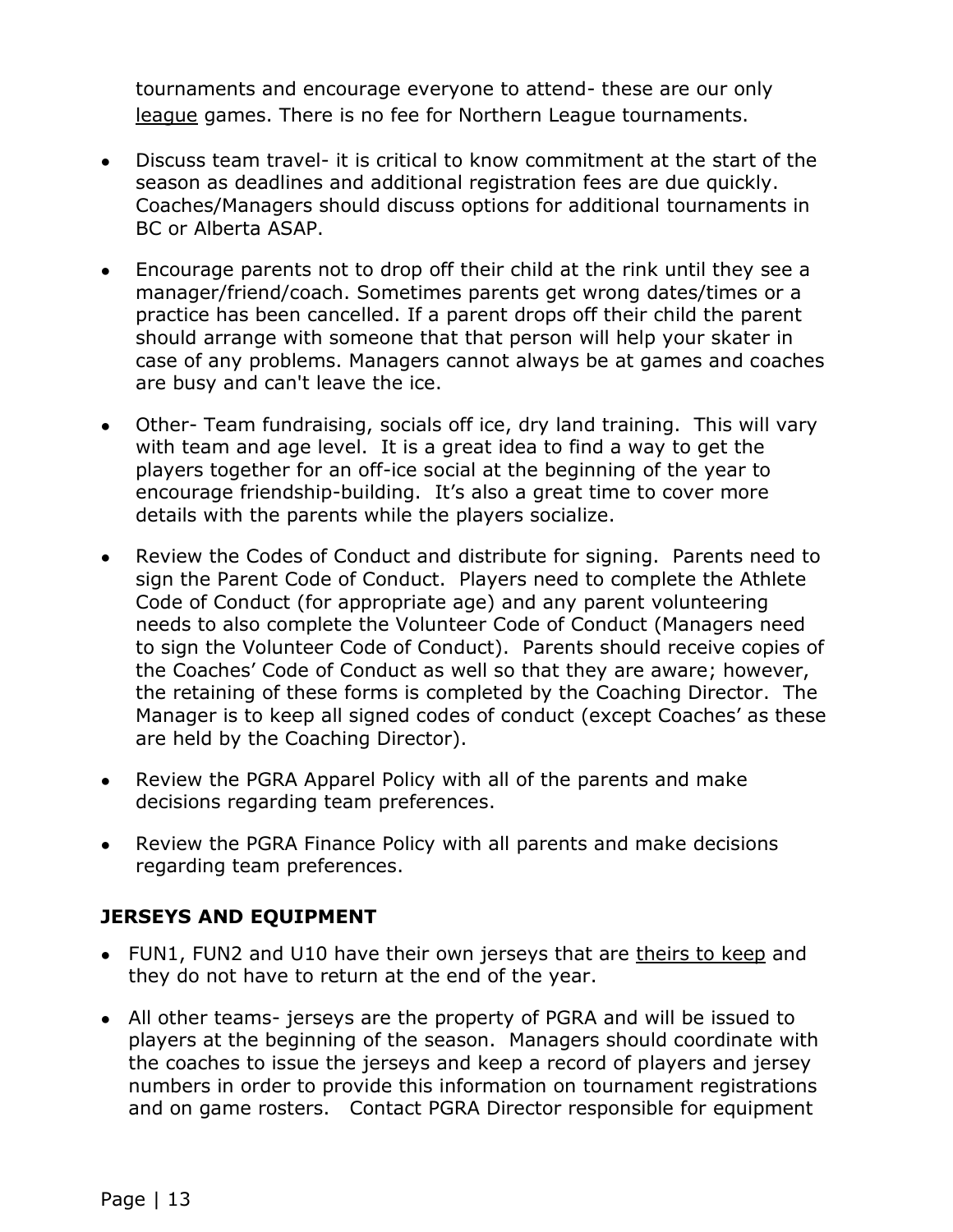tournaments and encourage everyone to attend- these are our only league games. There is no fee for Northern League tournaments.

- Discuss team travel- it is critical to know commitment at the start of the season as deadlines and additional registration fees are due quickly. Coaches/Managers should discuss options for additional tournaments in BC or Alberta ASAP.

- Encourage parents not to drop off their child at the rink until they see a manager/friend/coach. Sometimes parents get wrong dates/times or a practice has been cancelled. If a parent drops off their child the parent should arrange with someone that that person will help your skater in case of any problems. Managers cannot always be at games and coaches are busy and can't leave the ice.

- Other- Team fundraising, socials off ice, dry land training. This will vary with team and age level. It is a great idea to find a way to get the players together for an off-ice social at the beginning of the year to encourage friendship-building. It's also a great time to cover more details with the parents while the players socialize.

- Review the Codes of Conduct and distribute for signing. Parents need to sign the Parent Code of Conduct. Players need to complete the Athlete Code of Conduct (for appropriate age) and any parent volunteering needs to also complete the Volunteer Code of Conduct (Managers need to sign the Volunteer Code of Conduct). Parents should receive copies of the Coaches' Code of Conduct as well so that they are aware; however, the retaining of these forms is completed by the Coaching Director. The Manager is to keep all signed codes of conduct (except Coaches' as these are held by the Coaching Director).

- Review the PGRA Apparel Policy with all of the parents and make decisions regarding team preferences.

- Review the PGRA Finance Policy with all parents and make decisions regarding team preferences.

## JERSEYS AND EQUIPMENT

- FUN1, FUN2 and U10 have their own jerseys that are theirs to keep and they do not have to return at the end of the year.
- All other teams- jerseys are the property of PGRA and will be issued to players at the beginning of the season. Managers should coordinate with the coaches to issue the jerseys and keep a record of players and jersey numbers in order to provide this information on tournament registrations and on game rosters. Contact PGRA Director responsible for equipment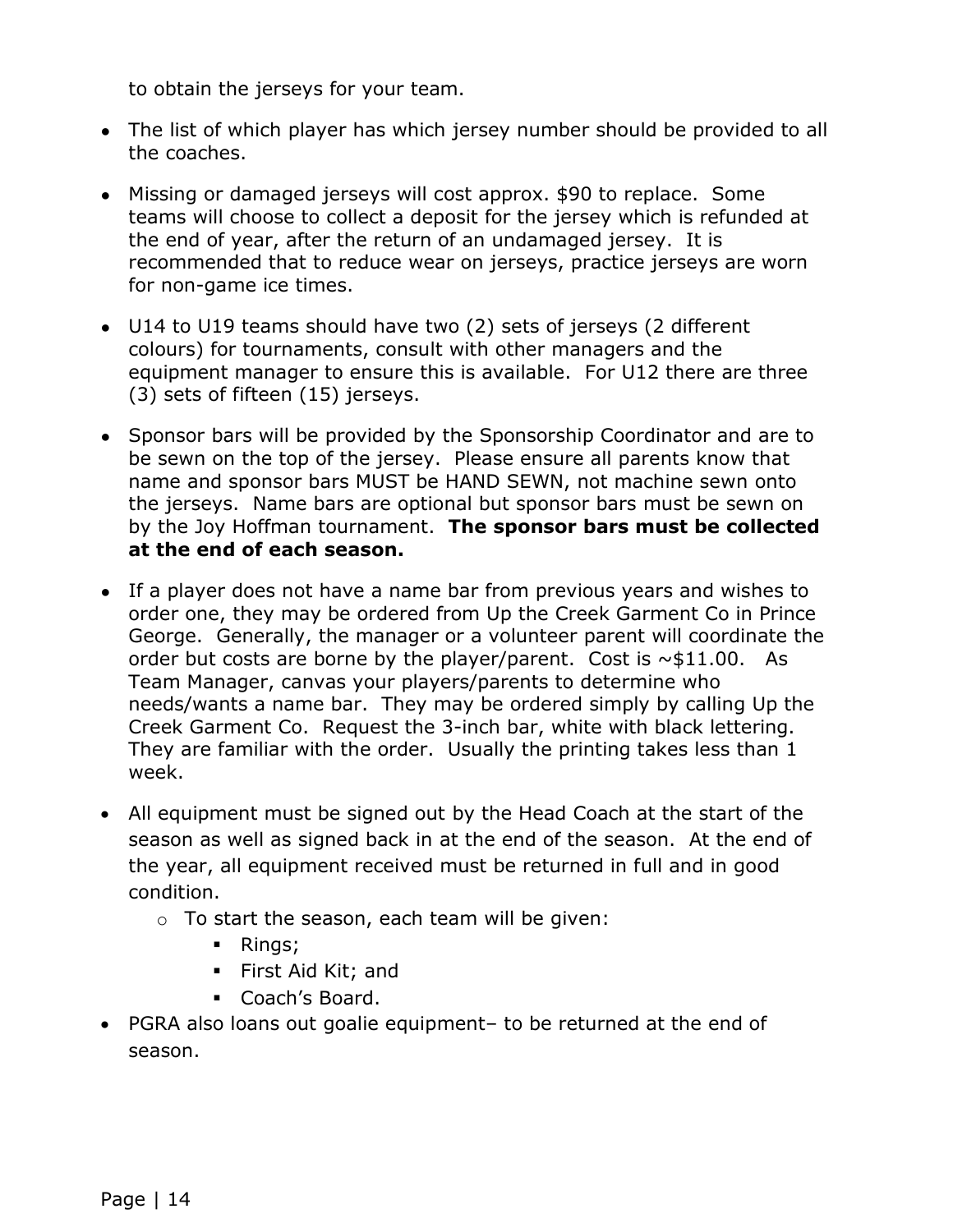to obtain the jerseys for your team.

- The list of which player has which jersey number should be provided to all the coaches.
- Missing or damaged jerseys will cost approx. $90 to replace. Some teams will choose to collect a deposit for the jersey which is refunded at the end of year, after the return of an undamaged jersey. It is recommended that to reduce wear on jerseys, practice jerseys are worn for non-game ice times.
- U14 to U19 teams should have two (2) sets of jerseys (2 different colours) for tournaments, consult with other managers and the equipment manager to ensure this is available. For U12 there are three (3) sets of fifteen (15) jerseys.
- Sponsor bars will be provided by the Sponsorship Coordinator and are to be sewn on the top of the jersey. Please ensure all parents know that name and sponsor bars MUST be HAND SEWN, not machine sewn onto the jerseys. Name bars are optional but sponsor bars must be sewn on by the Joy Hoffman tournament. **The sponsor bars must be collected at the end of each season.**
- If a player does not have a name bar from previous years and wishes to order one, they may be ordered from Up the Creek Garment Co in Prince George. Generally, the manager or a volunteer parent will coordinate the order but costs are borne by the player/parent. Cost is ~$11.00. As Team Manager, canvas your players/parents to determine who needs/wants a name bar. They may be ordered simply by calling Up the Creek Garment Co. Request the 3-inch bar, white with black lettering. They are familiar with the order. Usually the printing takes less than 1 week.
- All equipment must be signed out by the Head Coach at the start of the season as well as signed back in at the end of the season. At the end of the year, all equipment received must be returned in full and in good condition.
  - To start the season, each team will be given:
    - Rings;
    - First Aid Kit; and
    - Coach's Board.
- PGRA also loans out goalie equipment– to be returned at the end of season.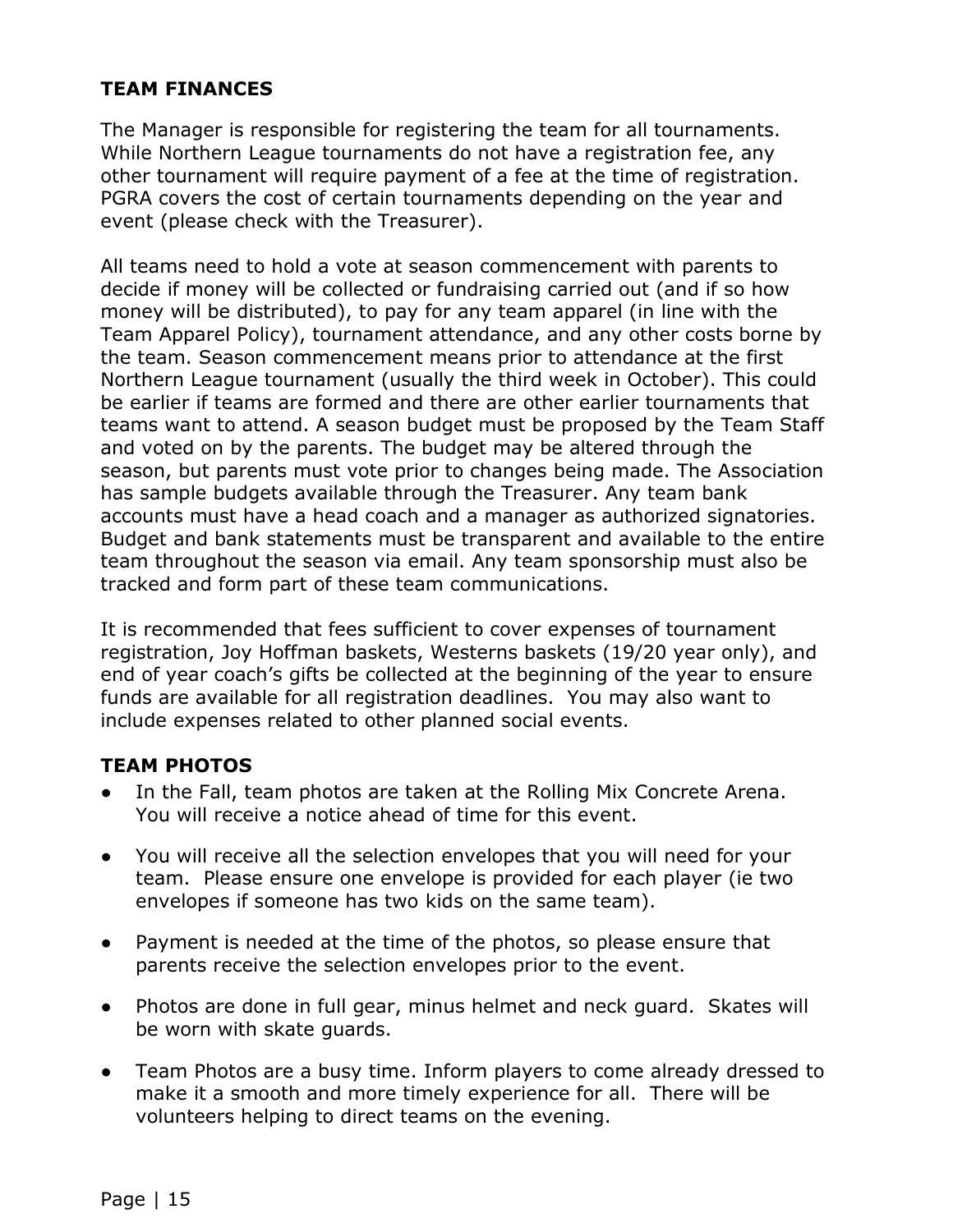## TEAM FINANCES

The Manager is responsible for registering the team for all tournaments. While Northern League tournaments do not have a registration fee, any other tournament will require payment of a fee at the time of registration. PGRA covers the cost of certain tournaments depending on the year and event (please check with the Treasurer).

All teams need to hold a vote at season commencement with parents to decide if money will be collected or fundraising carried out (and if so how money will be distributed), to pay for any team apparel (in line with the Team Apparel Policy), tournament attendance, and any other costs borne by the team. Season commencement means prior to attendance at the first Northern League tournament (usually the third week in October). This could be earlier if teams are formed and there are other earlier tournaments that teams want to attend. A season budget must be proposed by the Team Staff and voted on by the parents. The budget may be altered through the season, but parents must vote prior to changes being made. The Association has sample budgets available through the Treasurer. Any team bank accounts must have a head coach and a manager as authorized signatories. Budget and bank statements must be transparent and available to the entire team throughout the season via email. Any team sponsorship must also be tracked and form part of these team communications.

It is recommended that fees sufficient to cover expenses of tournament registration, Joy Hoffman baskets, Westerns baskets (19/20 year only), and end of year coach's gifts be collected at the beginning of the year to ensure funds are available for all registration deadlines. You may also want to include expenses related to other planned social events.

## TEAM PHOTOS

- In the Fall, team photos are taken at the Rolling Mix Concrete Arena. You will receive a notice ahead of time for this event.
- You will receive all the selection envelopes that you will need for your team. Please ensure one envelope is provided for each player (ie two envelopes if someone has two kids on the same team).
- Payment is needed at the time of the photos, so please ensure that parents receive the selection envelopes prior to the event.
- Photos are done in full gear, minus helmet and neck guard. Skates will be worn with skate guards.
- Team Photos are a busy time. Inform players to come already dressed to make it a smooth and more timely experience for all. There will be volunteers helping to direct teams on the evening.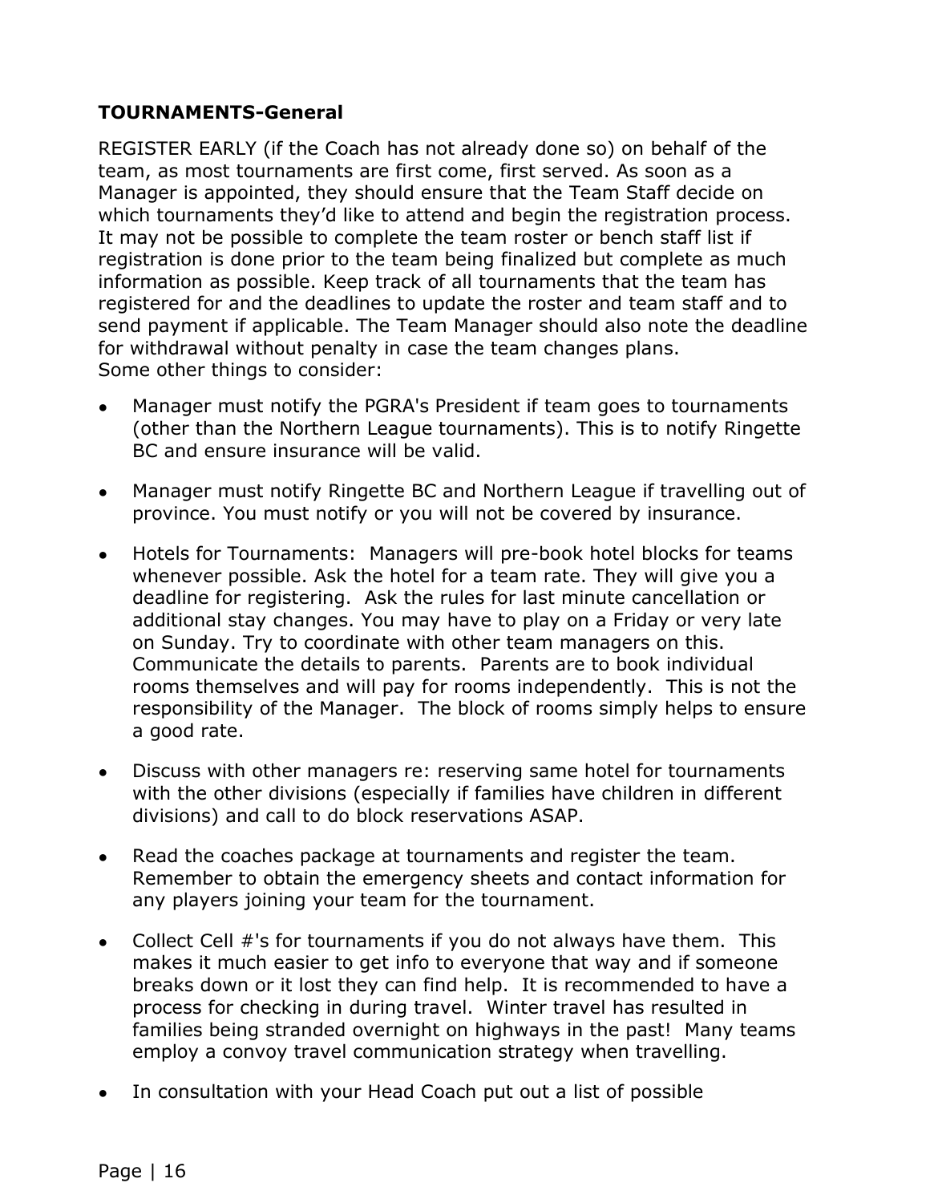**TOURNAMENTS-General**

REGISTER EARLY (if the Coach has not already done so) on behalf of the team, as most tournaments are first come, first served. As soon as a Manager is appointed, they should ensure that the Team Staff decide on which tournaments they'd like to attend and begin the registration process. It may not be possible to complete the team roster or bench staff list if registration is done prior to the team being finalized but complete as much information as possible. Keep track of all tournaments that the team has registered for and the deadlines to update the roster and team staff and to send payment if applicable. The Team Manager should also note the deadline for withdrawal without penalty in case the team changes plans.
Some other things to consider:

- Manager must notify the PGRA's President if team goes to tournaments (other than the Northern League tournaments). This is to notify Ringette BC and ensure insurance will be valid.
- Manager must notify Ringette BC and Northern League if travelling out of province. You must notify or you will not be covered by insurance.
- Hotels for Tournaments: Managers will pre-book hotel blocks for teams whenever possible. Ask the hotel for a team rate. They will give you a deadline for registering. Ask the rules for last minute cancellation or additional stay changes. You may have to play on a Friday or very late on Sunday. Try to coordinate with other team managers on this. Communicate the details to parents. Parents are to book individual rooms themselves and will pay for rooms independently. This is not the responsibility of the Manager. The block of rooms simply helps to ensure a good rate.
- Discuss with other managers re: reserving same hotel for tournaments with the other divisions (especially if families have children in different divisions) and call to do block reservations ASAP.
- Read the coaches package at tournaments and register the team. Remember to obtain the emergency sheets and contact information for any players joining your team for the tournament.
- Collect Cell #'s for tournaments if you do not always have them. This makes it much easier to get info to everyone that way and if someone breaks down or it lost they can find help. It is recommended to have a process for checking in during travel. Winter travel has resulted in families being stranded overnight on highways in the past! Many teams employ a convoy travel communication strategy when travelling.
- In consultation with your Head Coach put out a list of possible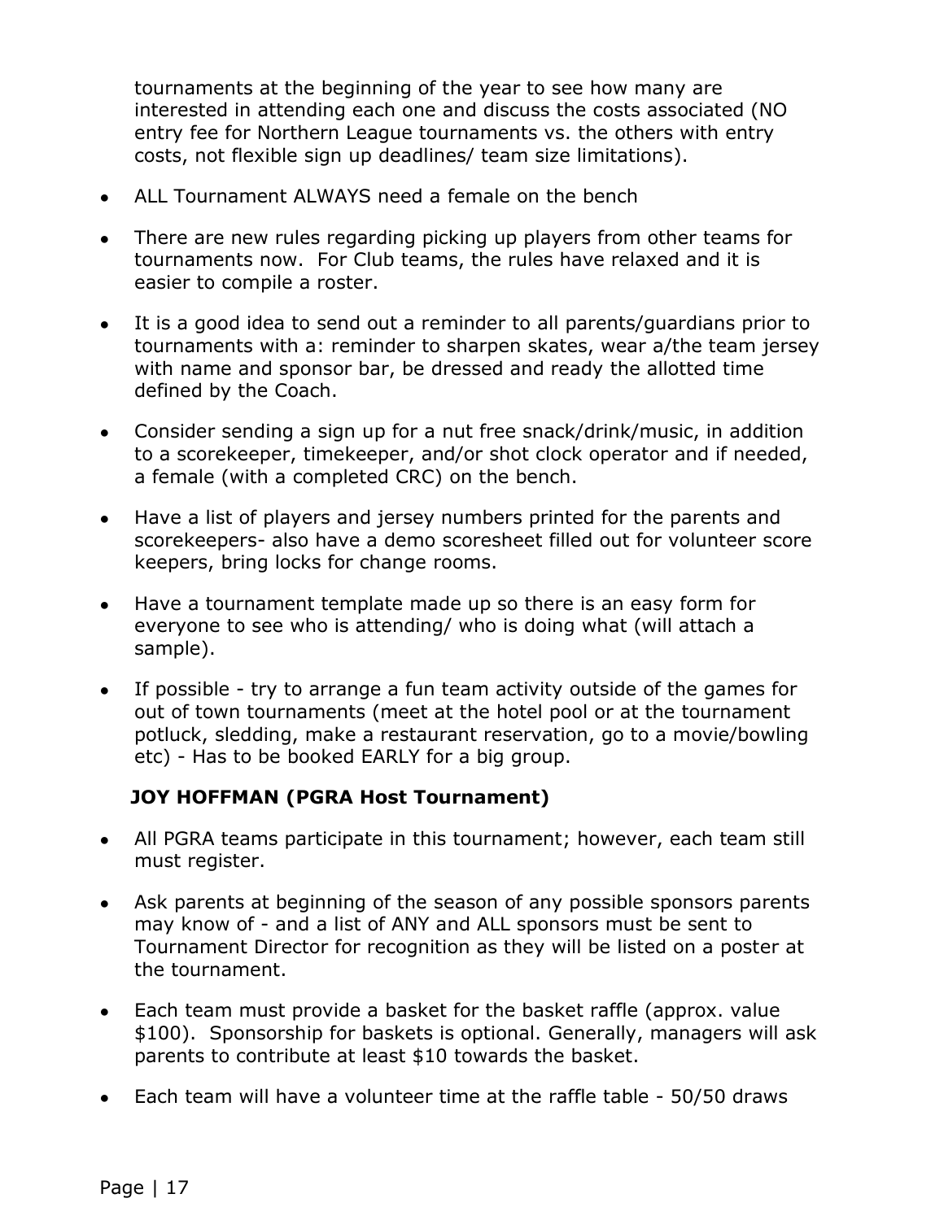tournaments at the beginning of the year to see how many are interested in attending each one and discuss the costs associated (NO entry fee for Northern League tournaments vs. the others with entry costs, not flexible sign up deadlines/ team size limitations).

- ALL Tournament ALWAYS need a female on the bench
- There are new rules regarding picking up players from other teams for tournaments now. For Club teams, the rules have relaxed and it is easier to compile a roster.
- It is a good idea to send out a reminder to all parents/guardians prior to tournaments with a: reminder to sharpen skates, wear a/the team jersey with name and sponsor bar, be dressed and ready the allotted time defined by the Coach.
- Consider sending a sign up for a nut free snack/drink/music, in addition to a scorekeeper, timekeeper, and/or shot clock operator and if needed, a female (with a completed CRC) on the bench.
- Have a list of players and jersey numbers printed for the parents and scorekeepers- also have a demo scoresheet filled out for volunteer score keepers, bring locks for change rooms.
- Have a tournament template made up so there is an easy form for everyone to see who is attending/ who is doing what (will attach a sample).
- If possible - try to arrange a fun team activity outside of the games for out of town tournaments (meet at the hotel pool or at the tournament potluck, sledding, make a restaurant reservation, go to a movie/bowling etc) - Has to be booked EARLY for a big group.

**JOY HOFFMAN (PGRA Host Tournament)**

- All PGRA teams participate in this tournament; however, each team still must register.
- Ask parents at beginning of the season of any possible sponsors parents may know of - and a list of ANY and ALL sponsors must be sent to Tournament Director for recognition as they will be listed on a poster at the tournament.
- Each team must provide a basket for the basket raffle (approx. value $100). Sponsorship for baskets is optional. Generally, managers will ask parents to contribute at least $10 towards the basket.
- Each team will have a volunteer time at the raffle table - 50/50 draws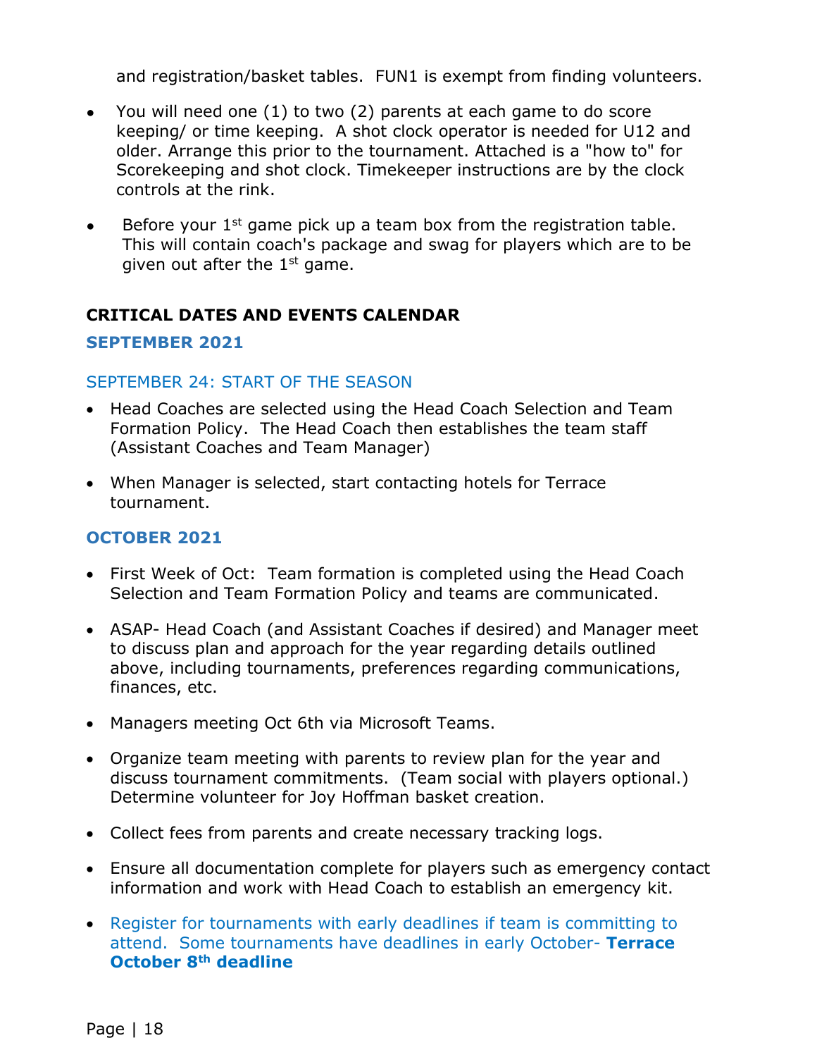and registration/basket tables. FUN1 is exempt from finding volunteers.

- You will need one (1) to two (2) parents at each game to do score keeping/ or time keeping. A shot clock operator is needed for U12 and older. Arrange this prior to the tournament. Attached is a "how to" for Scorekeeping and shot clock. Timekeeper instructions are by the clock controls at the rink.
- Before your 1st game pick up a team box from the registration table. This will contain coach's package and swag for players which are to be given out after the 1st game.

## CRITICAL DATES AND EVENTS CALENDAR

### SEPTEMBER 2021

#### SEPTEMBER 24: START OF THE SEASON

- Head Coaches are selected using the Head Coach Selection and Team Formation Policy. The Head Coach then establishes the team staff (Assistant Coaches and Team Manager)
- When Manager is selected, start contacting hotels for Terrace tournament.

### OCTOBER 2021

- First Week of Oct: Team formation is completed using the Head Coach Selection and Team Formation Policy and teams are communicated.
- ASAP- Head Coach (and Assistant Coaches if desired) and Manager meet to discuss plan and approach for the year regarding details outlined above, including tournaments, preferences regarding communications, finances, etc.
- Managers meeting Oct 6th via Microsoft Teams.
- Organize team meeting with parents to review plan for the year and discuss tournament commitments. (Team social with players optional.) Determine volunteer for Joy Hoffman basket creation.
- Collect fees from parents and create necessary tracking logs.
- Ensure all documentation complete for players such as emergency contact information and work with Head Coach to establish an emergency kit.
- Register for tournaments with early deadlines if team is committing to attend. Some tournaments have deadlines in early October- **Terrace October 8th deadline**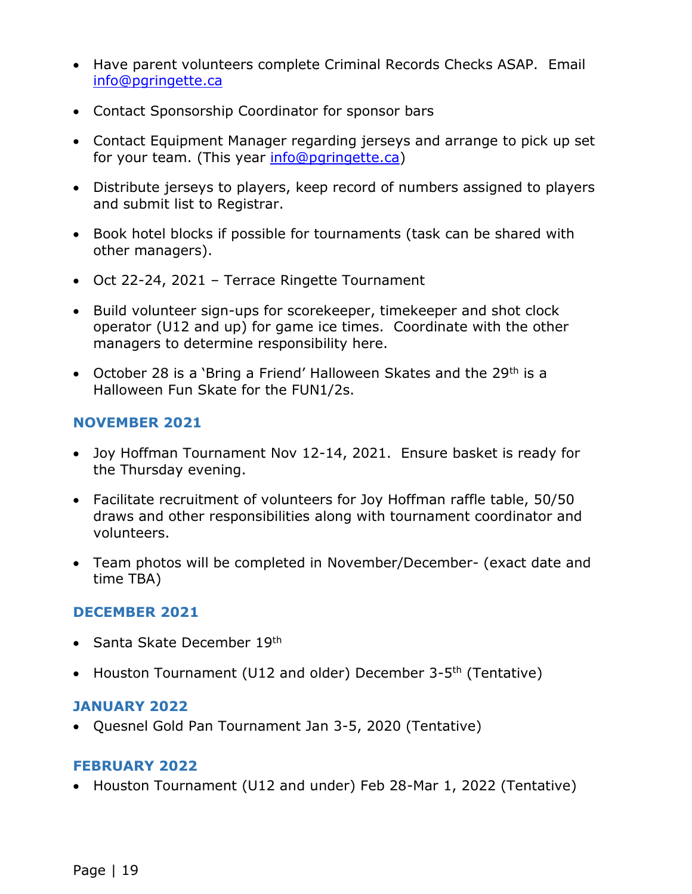- Have parent volunteers complete Criminal Records Checks ASAP. Email info@pgringette.ca

- Contact Sponsorship Coordinator for sponsor bars

- Contact Equipment Manager regarding jerseys and arrange to pick up set for your team. (This year info@pgringette.ca)

- Distribute jerseys to players, keep record of numbers assigned to players and submit list to Registrar.

- Book hotel blocks if possible for tournaments (task can be shared with other managers).

- Oct 22-24, 2021 – Terrace Ringette Tournament

- Build volunteer sign-ups for scorekeeper, timekeeper and shot clock operator (U12 and up) for game ice times. Coordinate with the other managers to determine responsibility here.

- October 28 is a 'Bring a Friend' Halloween Skates and the 29th is a Halloween Fun Skate for the FUN1/2s.

### NOVEMBER 2021

- Joy Hoffman Tournament Nov 12-14, 2021. Ensure basket is ready for the Thursday evening.

- Facilitate recruitment of volunteers for Joy Hoffman raffle table, 50/50 draws and other responsibilities along with tournament coordinator and volunteers.

- Team photos will be completed in November/December- (exact date and time TBA)

### DECEMBER 2021

- Santa Skate December 19th

- Houston Tournament (U12 and older) December 3-5th (Tentative)

### JANUARY 2022

- Quesnel Gold Pan Tournament Jan 3-5, 2020 (Tentative)

### FEBRUARY 2022

- Houston Tournament (U12 and under) Feb 28-Mar 1, 2022 (Tentative)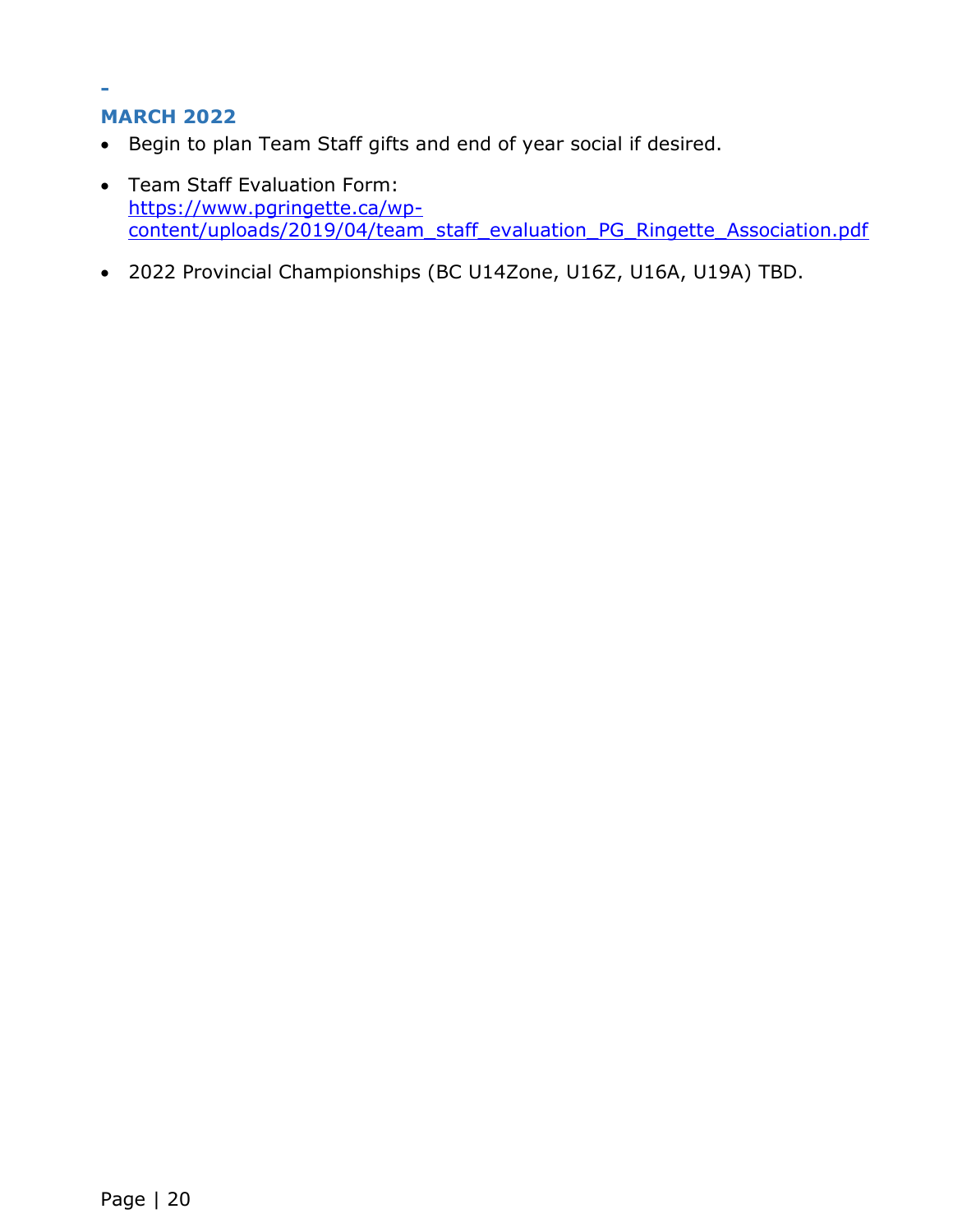-

## MARCH 2022

- Begin to plan Team Staff gifts and end of year social if desired.
- Team Staff Evaluation Form: https://www.pgringette.ca/wp-content/uploads/2019/04/team_staff_evaluation_PG_Ringette_Association.pdf
- 2022 Provincial Championships (BC U14Zone, U16Z, U16A, U19A) TBD.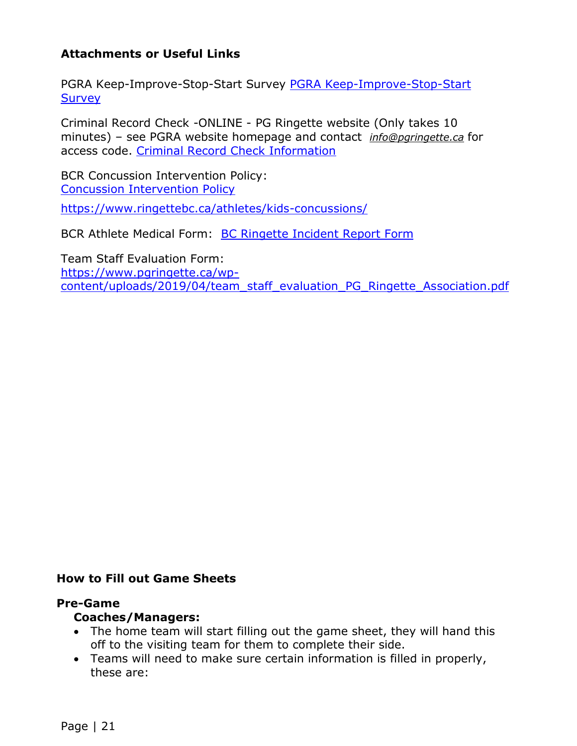### Attachments or Useful Links

PGRA Keep-Improve-Stop-Start Survey PGRA Keep-Improve-Stop-Start Survey

Criminal Record Check -ONLINE - PG Ringette website (Only takes 10 minutes) – see PGRA website homepage and contact *info@pgringette.ca* for access code. Criminal Record Check Information

BCR Concussion Intervention Policy:
Concussion Intervention Policy

https://www.ringettebc.ca/athletes/kids-concussions/

BCR Athlete Medical Form: BC Ringette Incident Report Form

Team Staff Evaluation Form:
https://www.pgringette.ca/wp-content/uploads/2019/04/team_staff_evaluation_PG_Ringette_Association.pdf

### How to Fill out Game Sheets

**Pre-Game**

**Coaches/Managers:**

- The home team will start filling out the game sheet, they will hand this off to the visiting team for them to complete their side.
- Teams will need to make sure certain information is filled in properly, these are: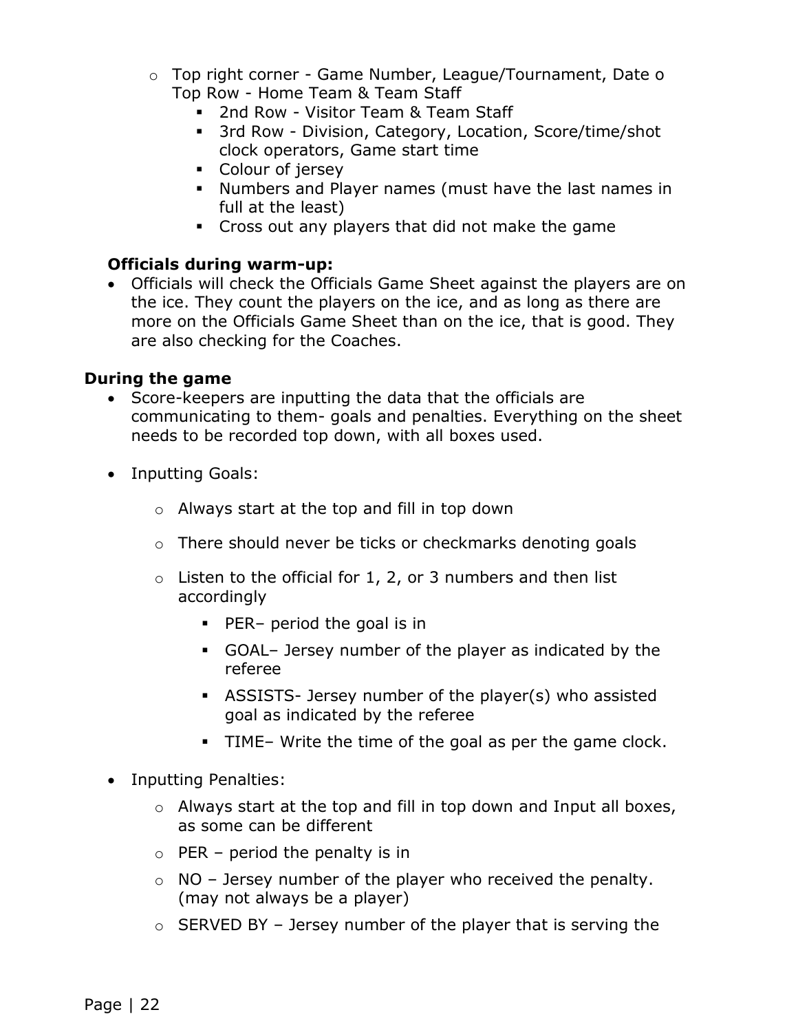- Top right corner - Game Number, League/Tournament, Date o Top Row - Home Team & Team Staff
  - 2nd Row - Visitor Team & Team Staff
  - 3rd Row - Division, Category, Location, Score/time/shot clock operators, Game start time
  - Colour of jersey
  - Numbers and Player names (must have the last names in full at the least)
  - Cross out any players that did not make the game

**Officials during warm-up:**

- Officials will check the Officials Game Sheet against the players are on the ice. They count the players on the ice, and as long as there are more on the Officials Game Sheet than on the ice, that is good. They are also checking for the Coaches.

**During the game**

- Score-keepers are inputting the data that the officials are communicating to them- goals and penalties. Everything on the sheet needs to be recorded top down, with all boxes used.
- Inputting Goals:
  - Always start at the top and fill in top down
  - There should never be ticks or checkmarks denoting goals
  - Listen to the official for 1, 2, or 3 numbers and then list accordingly
    - PER– period the goal is in
    - GOAL– Jersey number of the player as indicated by the referee
    - ASSISTS- Jersey number of the player(s) who assisted goal as indicated by the referee
    - TIME– Write the time of the goal as per the game clock.
- Inputting Penalties:
  - Always start at the top and fill in top down and Input all boxes, as some can be different
  - PER – period the penalty is in
  - NO – Jersey number of the player who received the penalty. (may not always be a player)
  - SERVED BY – Jersey number of the player that is serving the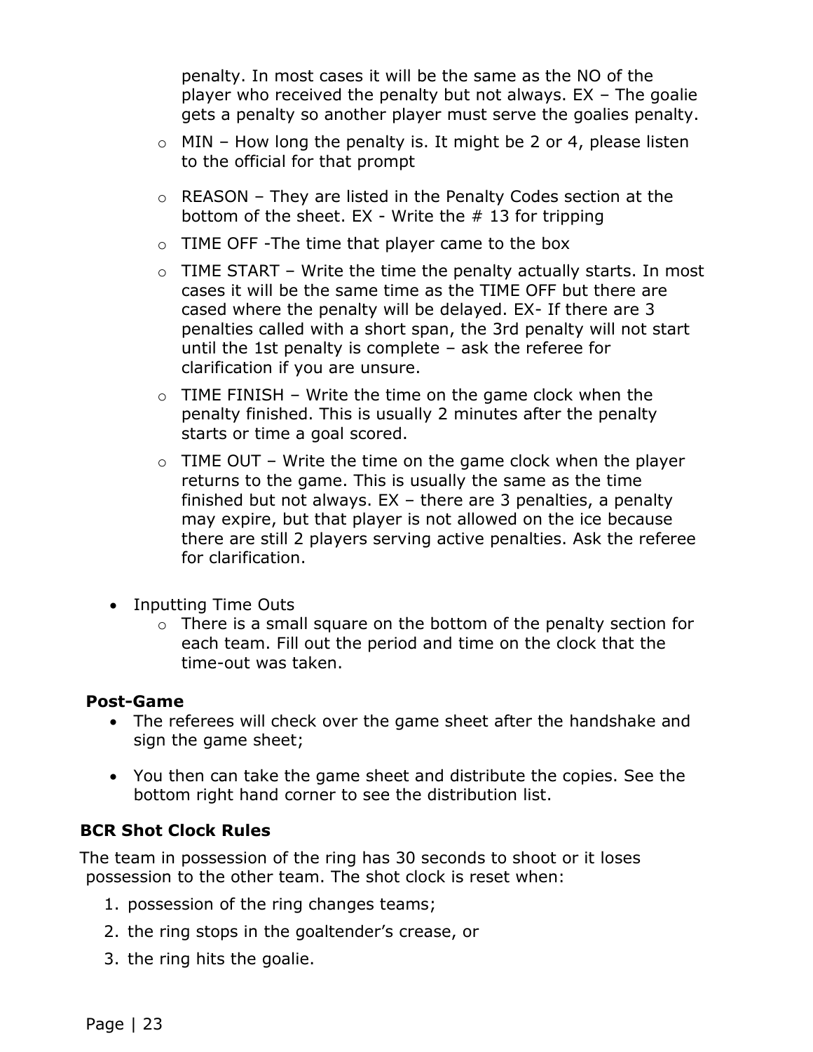penalty. In most cases it will be the same as the NO of the player who received the penalty but not always. EX – The goalie gets a penalty so another player must serve the goalies penalty.

  - MIN – How long the penalty is. It might be 2 or 4, please listen to the official for that prompt
  - REASON – They are listed in the Penalty Codes section at the bottom of the sheet. EX - Write the # 13 for tripping
  - TIME OFF -The time that player came to the box
  - TIME START – Write the time the penalty actually starts. In most cases it will be the same time as the TIME OFF but there are cased where the penalty will be delayed. EX- If there are 3 penalties called with a short span, the 3rd penalty will not start until the 1st penalty is complete – ask the referee for clarification if you are unsure.
  - TIME FINISH – Write the time on the game clock when the penalty finished. This is usually 2 minutes after the penalty starts or time a goal scored.
  - TIME OUT – Write the time on the game clock when the player returns to the game. This is usually the same as the time finished but not always. EX – there are 3 penalties, a penalty may expire, but that player is not allowed on the ice because there are still 2 players serving active penalties. Ask the referee for clarification.

- Inputting Time Outs
  - There is a small square on the bottom of the penalty section for each team. Fill out the period and time on the clock that the time-out was taken.

**Post-Game**

- The referees will check over the game sheet after the handshake and sign the game sheet;
- You then can take the game sheet and distribute the copies. See the bottom right hand corner to see the distribution list.

**BCR Shot Clock Rules**

The team in possession of the ring has 30 seconds to shoot or it loses possession to the other team. The shot clock is reset when:

1. possession of the ring changes teams;
2. the ring stops in the goaltender's crease, or
3. the ring hits the goalie.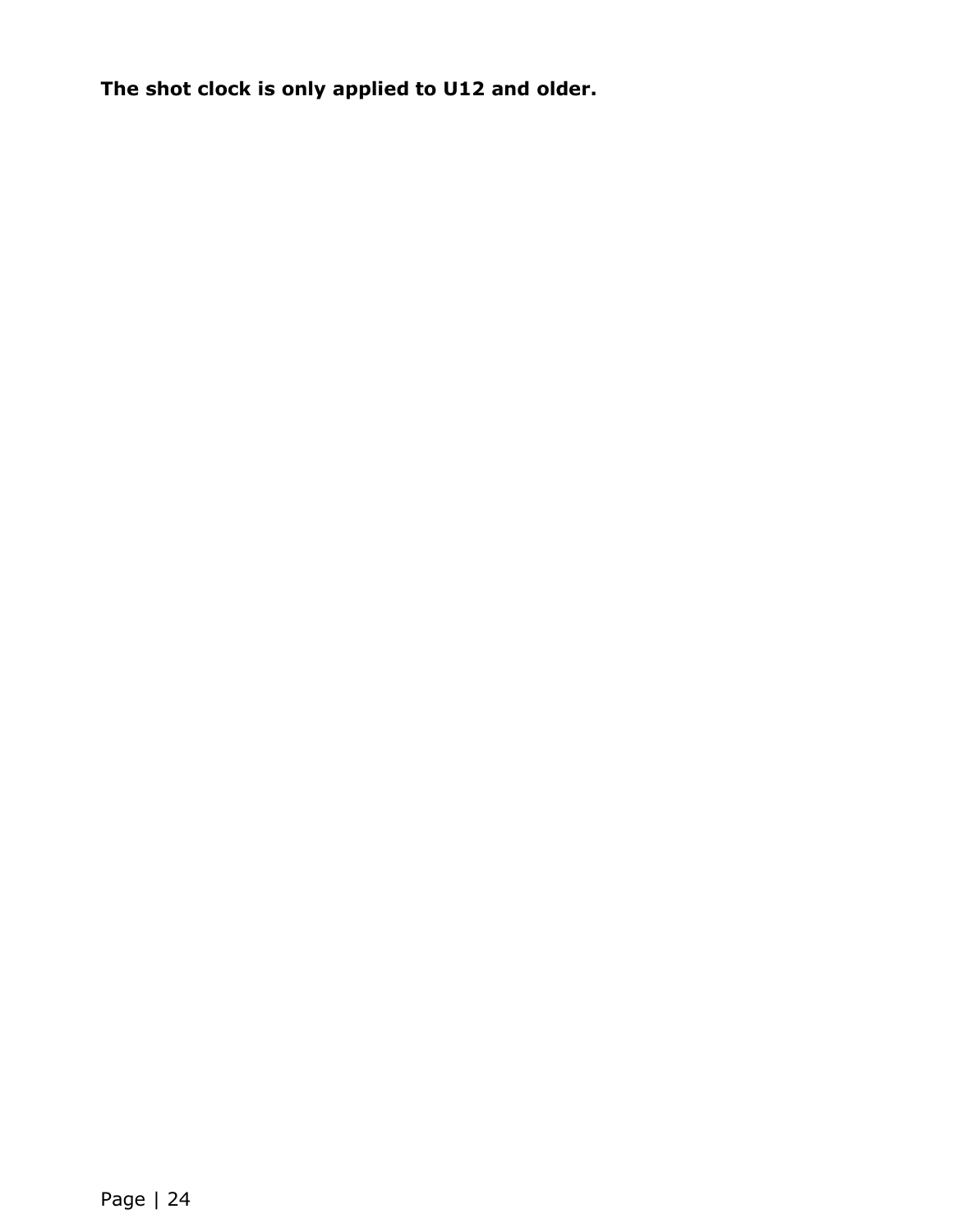**The shot clock is only applied to U12 and older.**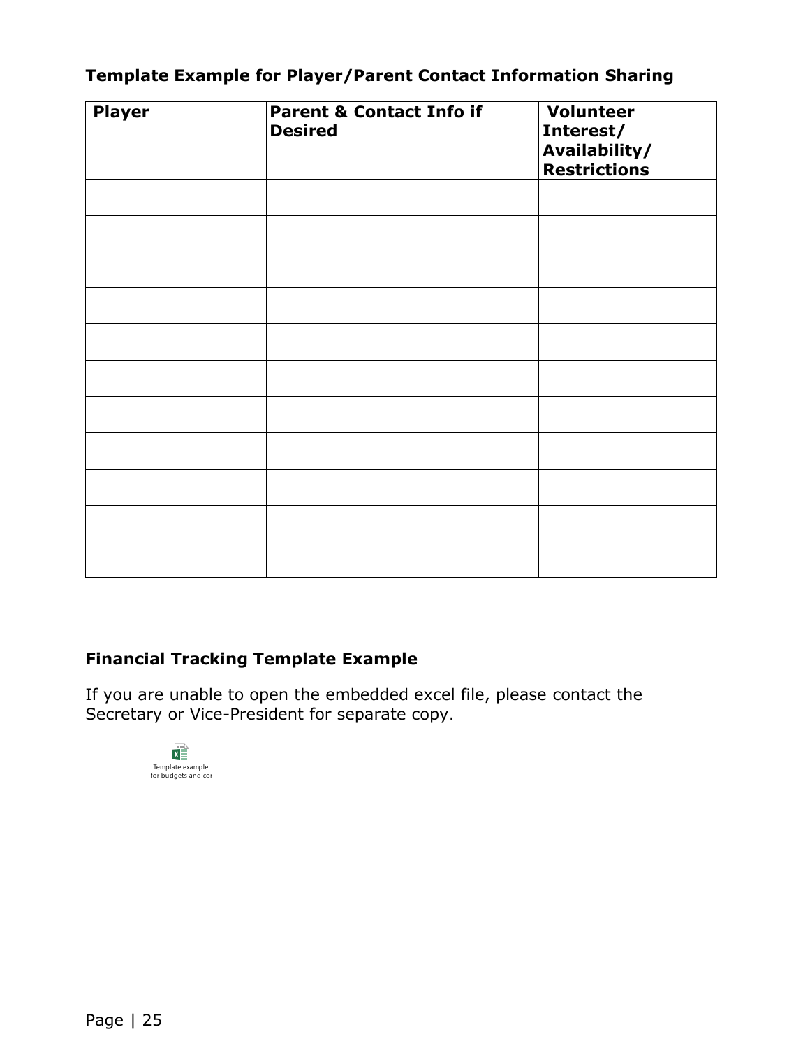**Template Example for Player/Parent Contact Information Sharing**

| Player | Parent & Contact Info if Desired | Volunteer Interest/ Availability/ Restrictions |
|---|---|---|
| | | |
| | | |
| | | |
| | | |
| | | |
| | | |
| | | |
| | | |
| | | |
| | | |
| | | |

**Financial Tracking Template Example**

If you are unable to open the embedded excel file, please contact the Secretary or Vice-President for separate copy.

Template example for budgets and cor